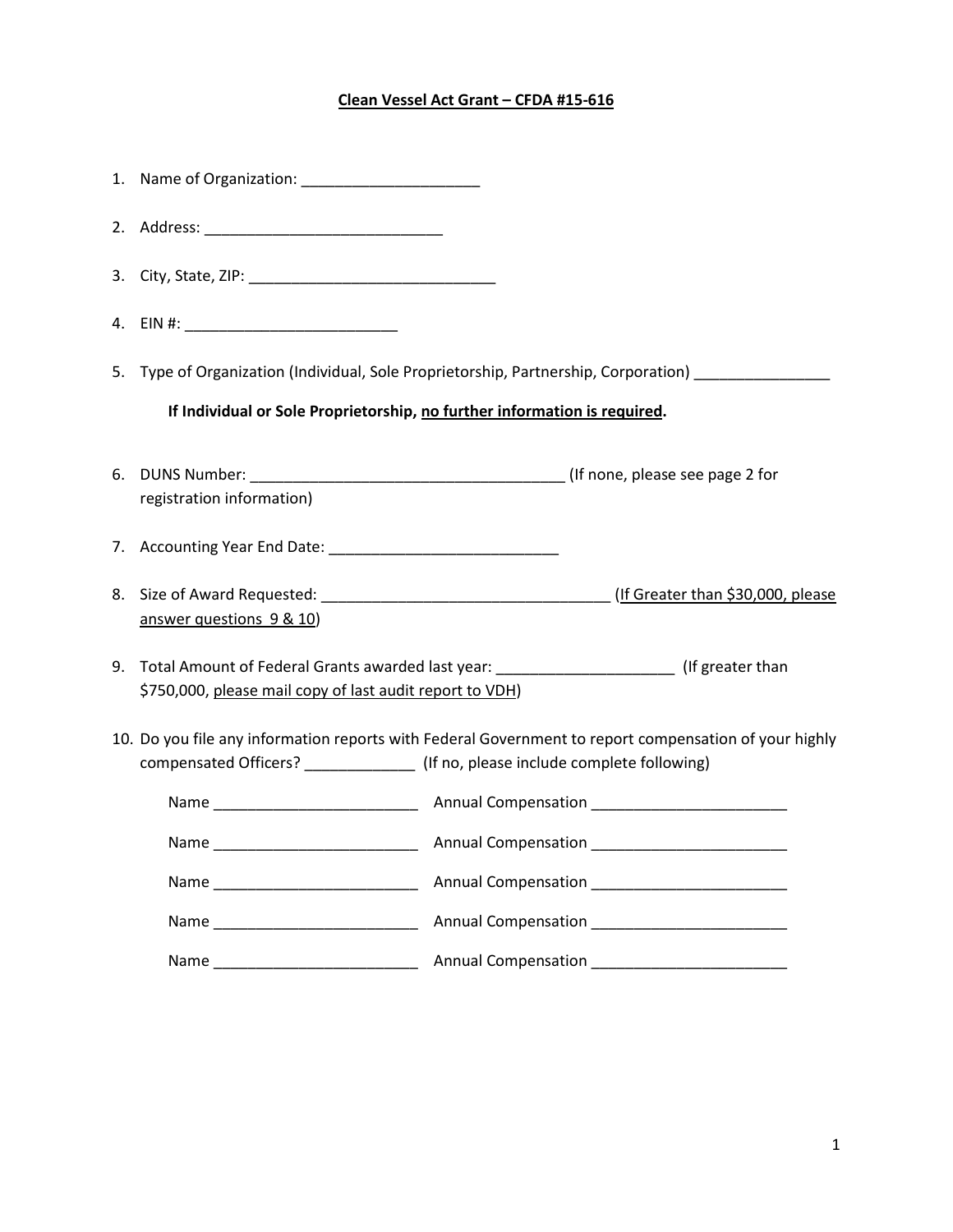# <u>Clean Vessel Act Grant – CFDA #15-616</u>

1. Name of Organization: _____________________

2. Address: ____________________________

3. City, State, ZIP: _____________________________

4. EIN #: _________________________

5. Type of Organization (Individual, Sole Proprietorship, Partnership, Corporation) ________________

   **If Individual or Sole Proprietorship, <u>no further information is required</u>.**

6. DUNS Number: _____________________________________ (If none, please see page 2 for registration information)

7. Accounting Year End Date: ___________________________

8. Size of Award Requested: __________________________________ (<u>If Greater than $30,000, please answer questions 9 & 10</u>)

9. Total Amount of Federal Grants awarded last year: _____________________ (If greater than $750,000, <u>please mail copy of last audit report to VDH</u>)

10. Do you file any information reports with Federal Government to report compensation of your highly compensated Officers? _____________ (If no, please include complete following)

    Name ________________________ Annual Compensation _______________________

    Name ________________________ Annual Compensation _______________________

    Name ________________________ Annual Compensation _______________________

    Name ________________________ Annual Compensation _______________________

    Name ________________________ Annual Compensation _______________________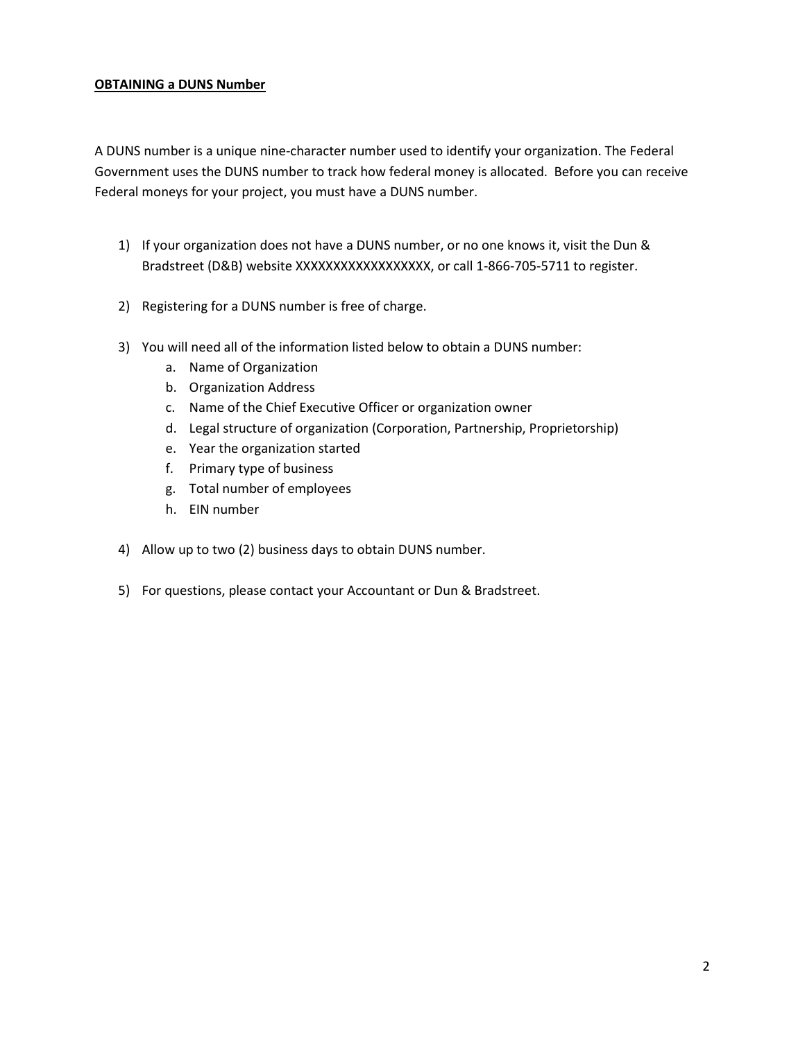**<u>OBTAINING a DUNS Number</u>**

A DUNS number is a unique nine-character number used to identify your organization. The Federal Government uses the DUNS number to track how federal money is allocated. Before you can receive Federal moneys for your project, you must have a DUNS number.

1) If your organization does not have a DUNS number, or no one knows it, visit the Dun & Bradstreet (D&B) website XXXXXXXXXXXXXXXXXX, or call 1-866-705-5711 to register.

2) Registering for a DUNS number is free of charge.

3) You will need all of the information listed below to obtain a DUNS number:
   a. Name of Organization
   b. Organization Address
   c. Name of the Chief Executive Officer or organization owner
   d. Legal structure of organization (Corporation, Partnership, Proprietorship)
   e. Year the organization started
   f. Primary type of business
   g. Total number of employees
   h. EIN number

4) Allow up to two (2) business days to obtain DUNS number.

5) For questions, please contact your Accountant or Dun & Bradstreet.